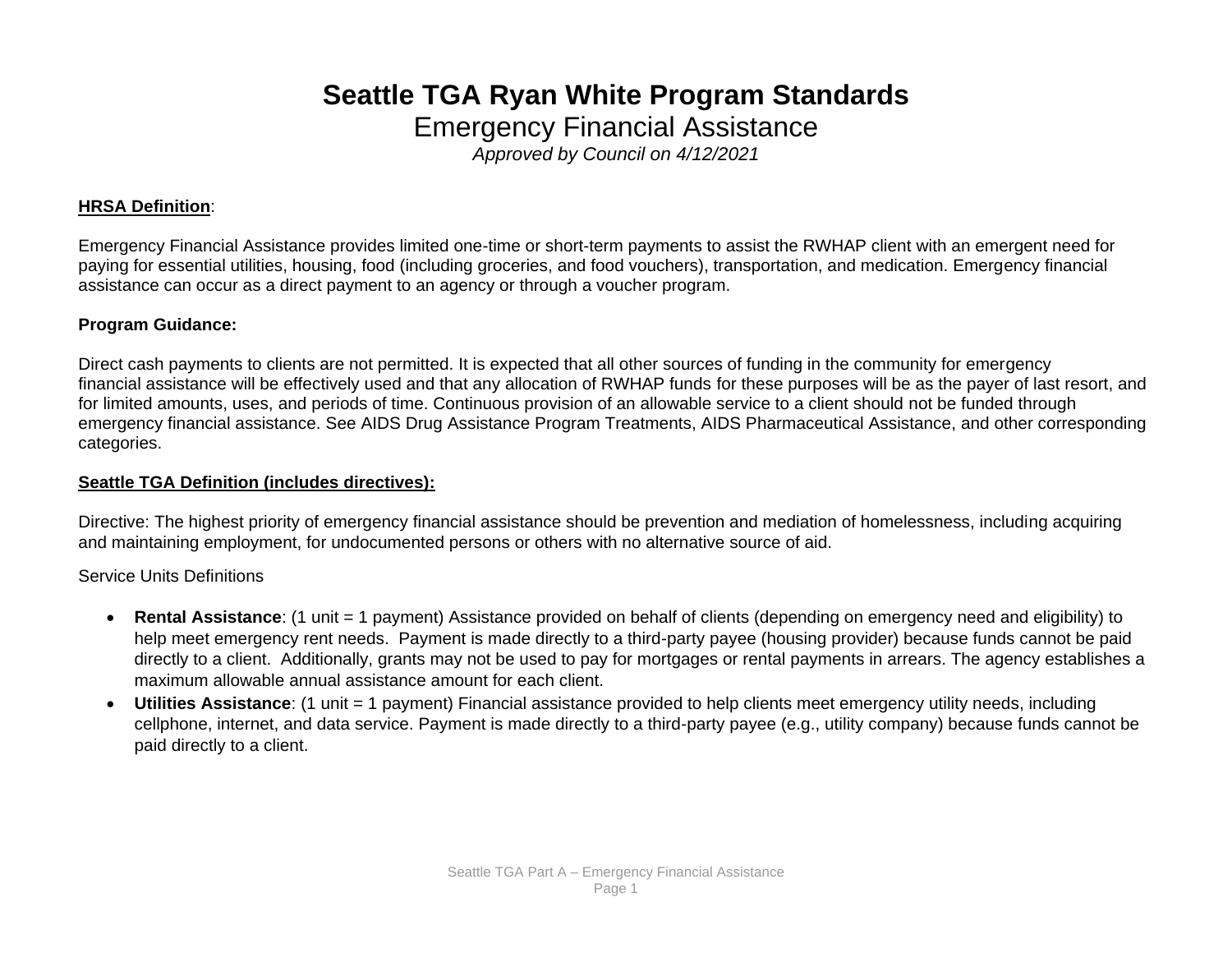# Seattle TGA Ryan White Program Standards

## Emergency Financial Assistance

*Approved by Council on 4/12/2021*

**HRSA Definition**:

Emergency Financial Assistance provides limited one-time or short-term payments to assist the RWHAP client with an emergent need for paying for essential utilities, housing, food (including groceries, and food vouchers), transportation, and medication. Emergency financial assistance can occur as a direct payment to an agency or through a voucher program.

**Program Guidance:**

Direct cash payments to clients are not permitted. It is expected that all other sources of funding in the community for emergency financial assistance will be effectively used and that any allocation of RWHAP funds for these purposes will be as the payer of last resort, and for limited amounts, uses, and periods of time. Continuous provision of an allowable service to a client should not be funded through emergency financial assistance. See AIDS Drug Assistance Program Treatments, AIDS Pharmaceutical Assistance, and other corresponding categories.

**Seattle TGA Definition (includes directives):**

Directive: The highest priority of emergency financial assistance should be prevention and mediation of homelessness, including acquiring and maintaining employment, for undocumented persons or others with no alternative source of aid.

Service Units Definitions

- **Rental Assistance**: (1 unit = 1 payment) Assistance provided on behalf of clients (depending on emergency need and eligibility) to help meet emergency rent needs. Payment is made directly to a third-party payee (housing provider) because funds cannot be paid directly to a client. Additionally, grants may not be used to pay for mortgages or rental payments in arrears. The agency establishes a maximum allowable annual assistance amount for each client.
- **Utilities Assistance**: (1 unit = 1 payment) Financial assistance provided to help clients meet emergency utility needs, including cellphone, internet, and data service. Payment is made directly to a third-party payee (e.g., utility company) because funds cannot be paid directly to a client.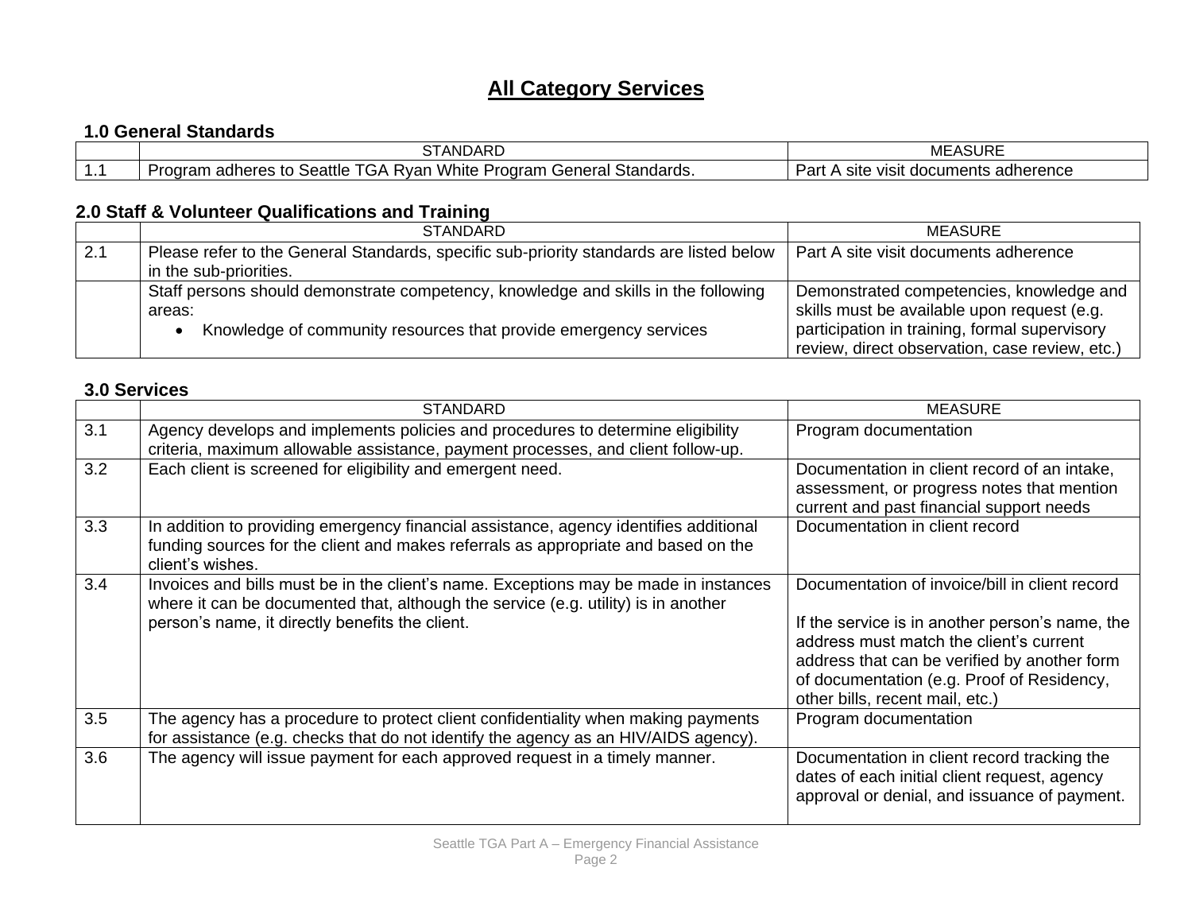# All Category Services

### 1.0 General Standards

| | STANDARD | MEASURE |
|---|---|---|
| 1.1 | Program adheres to Seattle TGA Ryan White Program General Standards. | Part A site visit documents adherence |

### 2.0 Staff & Volunteer Qualifications and Training

| | STANDARD | MEASURE |
|---|---|---|
| 2.1 | Please refer to the General Standards, specific sub-priority standards are listed below in the sub-priorities. | Part A site visit documents adherence |
| | Staff persons should demonstrate competency, knowledge and skills in the following areas:<br>• Knowledge of community resources that provide emergency services | Demonstrated competencies, knowledge and skills must be available upon request (e.g. participation in training, formal supervisory review, direct observation, case review, etc.) |

### 3.0 Services

| | STANDARD | MEASURE |
|---|---|---|
| 3.1 | Agency develops and implements policies and procedures to determine eligibility criteria, maximum allowable assistance, payment processes, and client follow-up. | Program documentation |
| 3.2 | Each client is screened for eligibility and emergent need. | Documentation in client record of an intake, assessment, or progress notes that mention current and past financial support needs |
| 3.3 | In addition to providing emergency financial assistance, agency identifies additional funding sources for the client and makes referrals as appropriate and based on the client's wishes. | Documentation in client record |
| 3.4 | Invoices and bills must be in the client's name. Exceptions may be made in instances where it can be documented that, although the service (e.g. utility) is in another person's name, it directly benefits the client. | Documentation of invoice/bill in client record<br><br>If the service is in another person's name, the address must match the client's current address that can be verified by another form of documentation (e.g. Proof of Residency, other bills, recent mail, etc.) |
| 3.5 | The agency has a procedure to protect client confidentiality when making payments for assistance (e.g. checks that do not identify the agency as an HIV/AIDS agency). | Program documentation |
| 3.6 | The agency will issue payment for each approved request in a timely manner. | Documentation in client record tracking the dates of each initial client request, agency approval or denial, and issuance of payment. |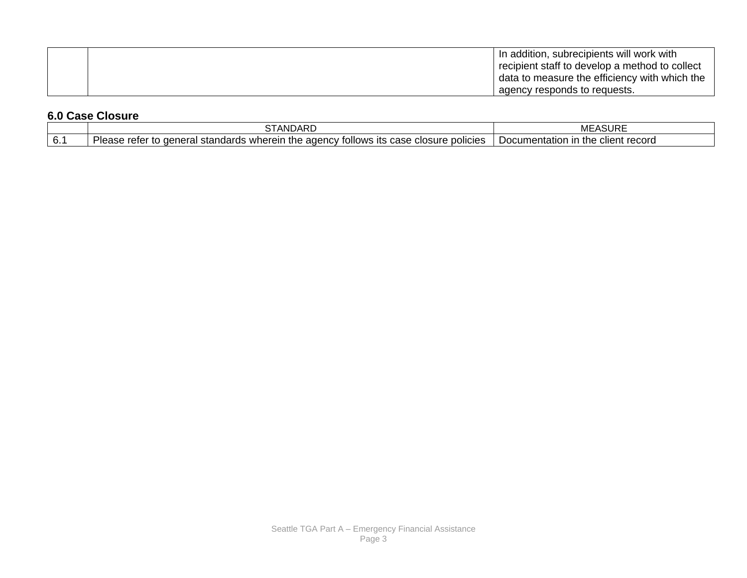|  |  | In addition, subrecipients will work with recipient staff to develop a method to collect data to measure the efficiency with which the agency responds to requests. |
|---|---|---|

**6.0 Case Closure**

|  | STANDARD | MEASURE |
|---|---|---|
| 6.1 | Please refer to general standards wherein the agency follows its case closure policies | Documentation in the client record |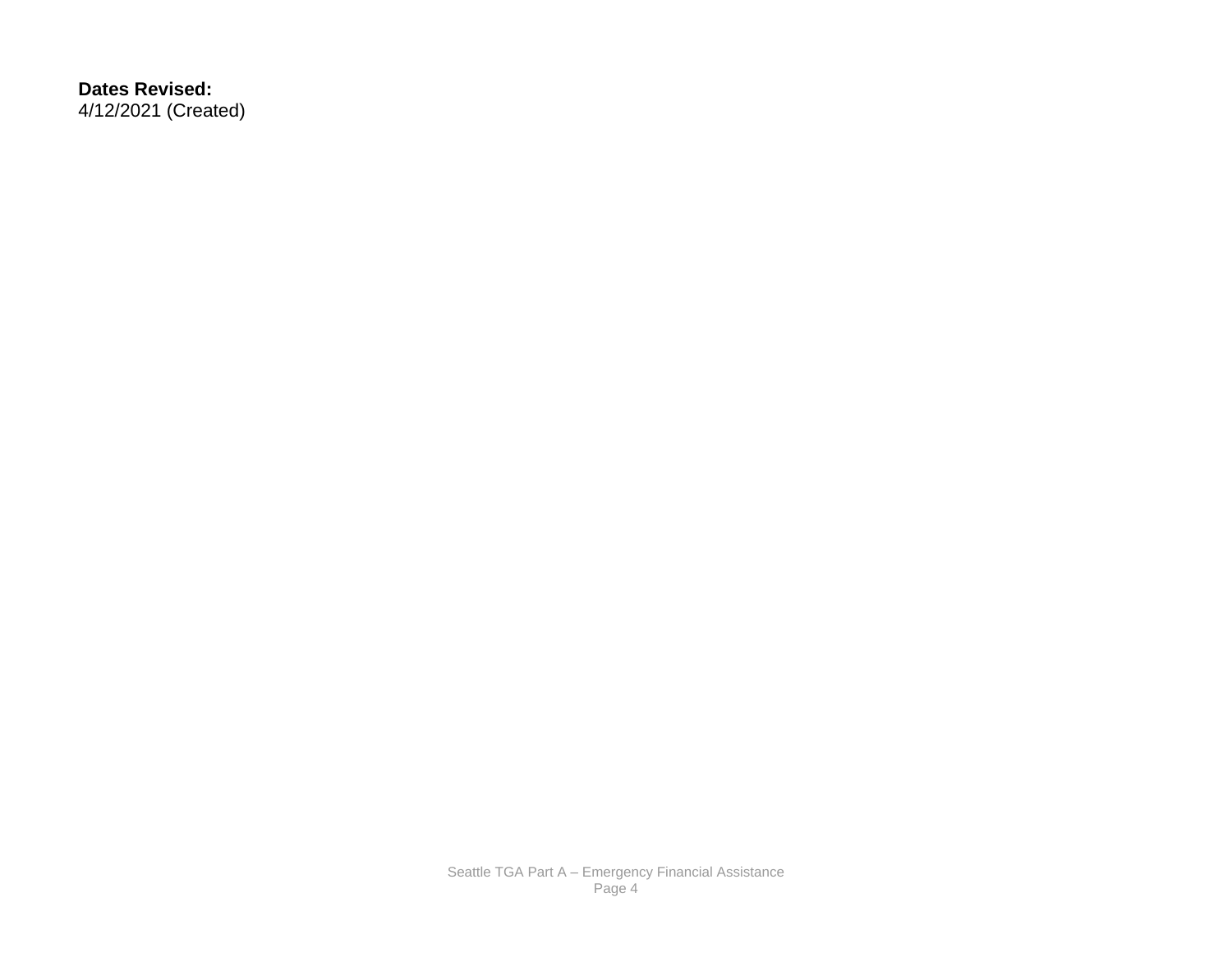**Dates Revised:**
4/12/2021 (Created)